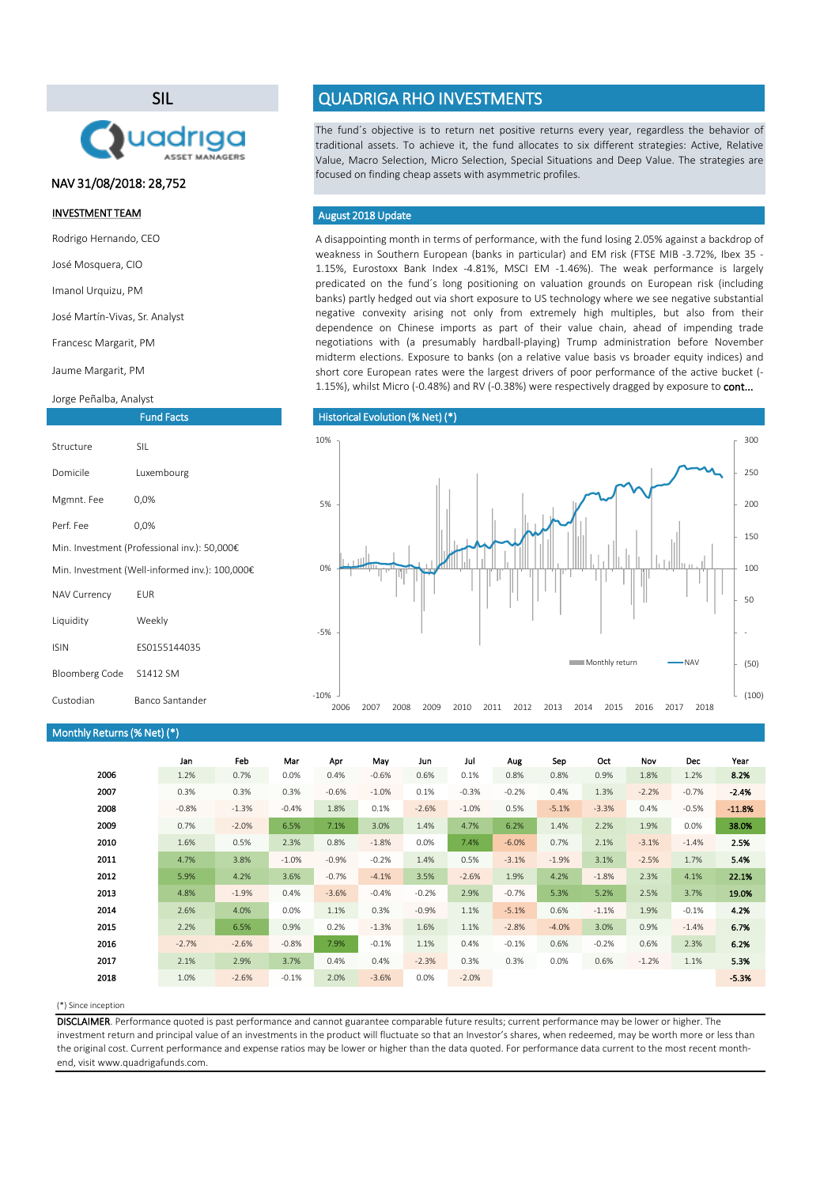## SIL

Quadriga ASSET MANAGERS

NAV 31/08/2018: 28,752

**INVESTMENT TEAM**

Rodrigo Hernando, CEO

José Mosquera, CIO

Imanol Urquizu, PM

José Martín-Vivas, Sr. Analyst

Francesc Margarit, PM

Jaume Margarit, PM

Jorge Peñalba, Analyst

# QUADRIGA RHO INVESTMENTS

The fund´s objective is to return net positive returns every year, regardless the behavior of traditional assets. To achieve it, the fund allocates to six different strategies: Active, Relative Value, Macro Selection, Micro Selection, Special Situations and Deep Value. The strategies are focused on finding cheap assets with asymmetric profiles.

## August 2018 Update

A disappointing month in terms of performance, with the fund losing 2.05% against a backdrop of weakness in Southern European (banks in particular) and EM risk (FTSE MIB -3.72%, Ibex 35 -1.15%, Eurostoxx Bank Index -4.81%, MSCI EM -1.46%). The weak performance is largely predicated on the fund´s long positioning on valuation grounds on European risk (including banks) partly hedged out via short exposure to US technology where we see negative substantial negative convexity arising not only from extremely high multiples, but also from their dependence on Chinese imports as part of their value chain, ahead of impending trade negotiations with (a presumably hardball-playing) Trump administration before November midterm elections. Exposure to banks (on a relative value basis vs broader equity indices) and short core European rates were the largest drivers of poor performance of the active bucket (-1.15%), whilst Micro (-0.48%) and RV (-0.38%) were respectively dragged by exposure to **cont...**

## Fund Facts

| | |
|---|---|
| Structure | SIL |
| Domicile | Luxembourg |
| Mgmnt. Fee | 0,0% |
| Perf. Fee | 0,0% |
| Min. Investment (Professional inv.): 50,000€ | |
| Min. Investment (Well-informed inv.): 100,000€ | |
| NAV Currency | EUR |
| Liquidity | Weekly |
| ISIN | ES0155144035 |
| Bloomberg Code | S1412 SM |
| Custodian | Banco Santander |

## Historical Evolution (% Net) (*)

## Monthly Returns (% Net) (*)

| | Jan | Feb | Mar | Apr | May | Jun | Jul | Aug | Sep | Oct | Nov | Dec | Year |
|---|---|---|---|---|---|---|---|---|---|---|---|---|---|
| 2006 | 1.2% | 0.7% | 0.0% | 0.4% | -0.6% | 0.6% | 0.1% | 0.8% | 0.8% | 0.9% | 1.8% | 1.2% | **8.2%** |
| 2007 | 0.3% | 0.3% | 0.3% | -0.6% | -1.0% | 0.1% | -0.3% | -0.2% | 0.4% | 1.3% | -2.2% | -0.7% | **-2.4%** |
| 2008 | -0.8% | -1.3% | -0.4% | 1.8% | 0.1% | -2.6% | -1.0% | 0.5% | -5.1% | -3.3% | 0.4% | -0.5% | **-11.8%** |
| 2009 | 0.7% | -2.0% | 6.5% | 7.1% | 3.0% | 1.4% | 4.7% | 6.2% | 1.4% | 2.2% | 1.9% | 0.0% | **38.0%** |
| 2010 | 1.6% | 0.5% | 2.3% | 0.8% | -1.8% | 0.0% | 7.4% | -6.0% | 0.7% | 2.1% | -3.1% | -1.4% | **2.5%** |
| 2011 | 4.7% | 3.8% | -1.0% | -0.9% | -0.2% | 1.4% | 0.5% | -3.1% | -1.9% | 3.1% | -2.5% | 1.7% | **5.4%** |
| 2012 | 5.9% | 4.2% | 3.6% | -0.7% | -4.1% | 3.5% | -2.6% | 1.9% | 4.2% | -1.8% | 2.3% | 4.1% | **22.1%** |
| 2013 | 4.8% | -1.9% | 0.4% | -3.6% | -0.4% | -0.2% | 2.9% | -0.7% | 5.3% | 5.2% | 2.5% | 3.7% | **19.0%** |
| 2014 | 2.6% | 4.0% | 0.0% | 1.1% | 0.3% | -0.9% | 1.1% | -5.1% | 0.6% | -1.1% | 1.9% | -0.1% | **4.2%** |
| 2015 | 2.2% | 6.5% | 0.9% | 0.2% | -1.3% | 1.6% | 1.1% | -2.8% | -4.0% | 3.0% | 0.9% | -1.4% | **6.7%** |
| 2016 | -2.7% | -2.6% | -0.8% | 7.9% | -0.1% | 1.1% | 0.4% | -0.1% | 0.6% | -0.2% | 0.6% | 2.3% | **6.2%** |
| 2017 | 2.1% | 2.9% | 3.7% | 0.4% | 0.4% | -2.3% | 0.3% | 0.3% | 0.0% | 0.6% | -1.2% | 1.1% | **5.3%** |
| 2018 | 1.0% | -2.6% | -0.1% | 2.0% | -3.6% | 0.0% | -2.0% | | | | | | **-5.3%** |

(*) Since inception

**DISCLAIMER**. Performance quoted is past performance and cannot guarantee comparable future results; current performance may be lower or higher. The investment return and principal value of an investments in the product will fluctuate so that an Investor's shares, when redeemed, may be worth more or less than the original cost. Current performance and expense ratios may be lower or higher than the data quoted. For performance data current to the most recent month-end, visit www.quadrigafunds.com.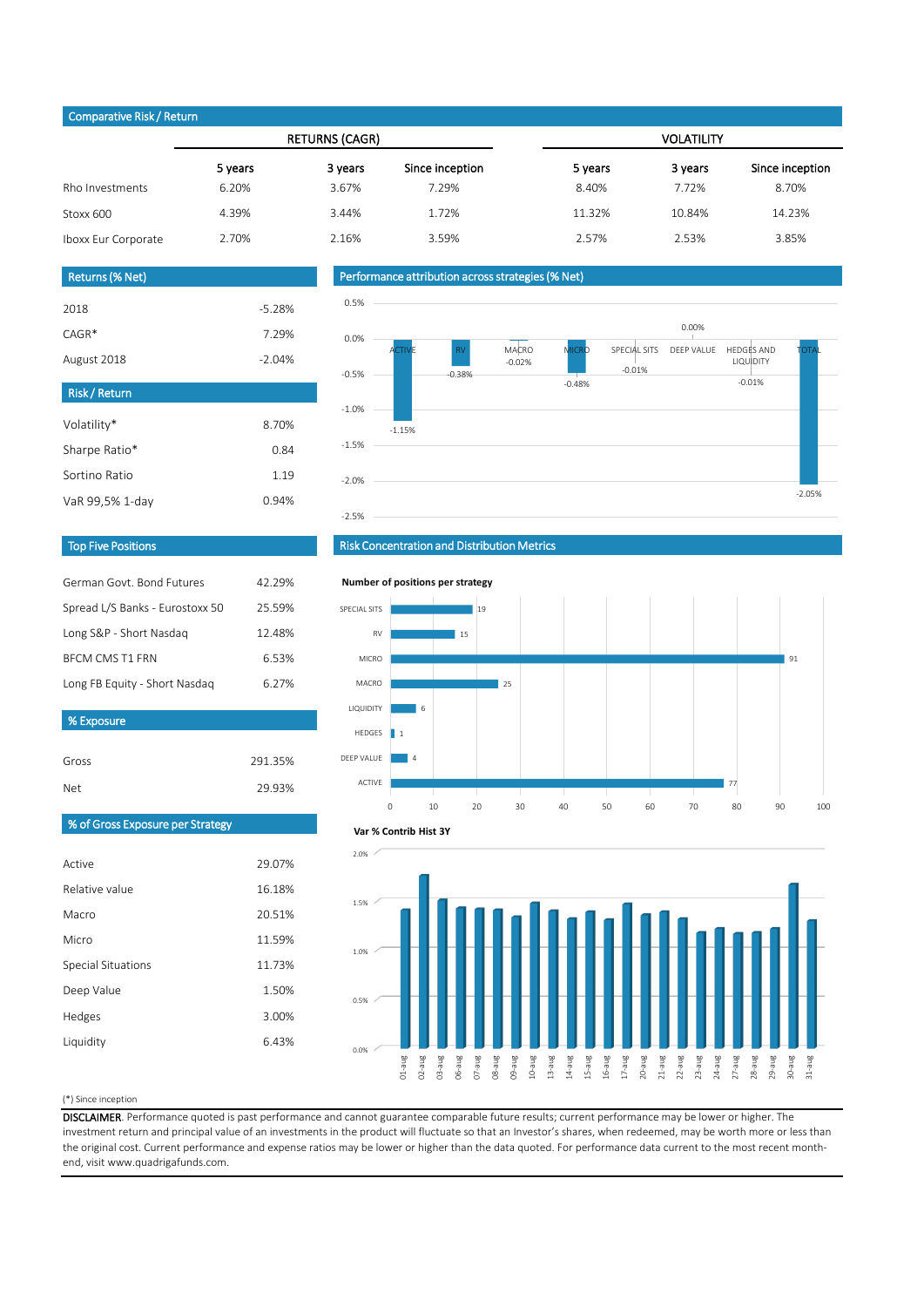## Comparative Risk / Return

| | RETURNS (CAGR) | | | VOLATILITY | | |
|---|---|---|---|---|---|---|
| | 5 years | 3 years | Since inception | 5 years | 3 years | Since inception |
| Rho Investments | 6.20% | 3.67% | 7.29% | 8.40% | 7.72% | 8.70% |
| Stoxx 600 | 4.39% | 3.44% | 1.72% | 11.32% | 10.84% | 14.23% |
| Iboxx Eur Corporate | 2.70% | 2.16% | 3.59% | 2.57% | 2.53% | 3.85% |

## Returns (% Net)

| | |
|---|---|
| 2018 | -5.28% |
| CAGR* | 7.29% |
| August 2018 | -2.04% |

## Risk / Return

| | |
|---|---|
| Volatility* | 8.70% |
| Sharpe Ratio* | 0.84 |
| Sortino Ratio | 1.19 |
| VaR 99,5% 1-day | 0.94% |

## Top Five Positions

| | |
|---|---|
| German Govt. Bond Futures | 42.29% |
| Spread L/S Banks - Eurostoxx 50 | 25.59% |
| Long S&P - Short Nasdaq | 12.48% |
| BFCM CMS T1 FRN | 6.53% |
| Long FB Equity - Short Nasdaq | 6.27% |

## % Exposure

| | |
|---|---|
| Gross | 291.35% |
| Net | 29.93% |

## % of Gross Exposure per Strategy

| | |
|---|---|
| Active | 29.07% |
| Relative value | 16.18% |
| Macro | 20.51% |
| Micro | 11.59% |
| Special Situations | 11.73% |
| Deep Value | 1.50% |
| Hedges | 3.00% |
| Liquidity | 6.43% |

## Performance attribution across strategies (% Net)

| Strategy | % Net |
|---|---|
| ACTIVE | -1.15% |
| RV | -0.38% |
| MACRO | -0.02% |
| MICRO | -0.48% |
| SPECIAL SITS | -0.01% |
| DEEP VALUE | 0.00% |
| HEDGES AND LIQUIDITY | -0.01% |
| TOTAL | -2.05% |

## Risk Concentration and Distribution Metrics

**Number of positions per strategy**

| Strategy | Positions |
|---|---|
| SPECIAL SITS | 19 |
| RV | 15 |
| MICRO | 91 |
| MACRO | 25 |
| LIQUIDITY | 6 |
| HEDGES | 1 |
| DEEP VALUE | 4 |
| ACTIVE | 77 |

**Var % Contrib Hist 3Y**

(*) Since inception

**DISCLAIMER**. Performance quoted is past performance and cannot guarantee comparable future results; current performance may be lower or higher. The investment return and principal value of an investments in the product will fluctuate so that an Investor's shares, when redeemed, may be worth more or less than the original cost. Current performance and expense ratios may be lower or higher than the data quoted. For performance data current to the most recent month-end, visit www.quadrigafunds.com.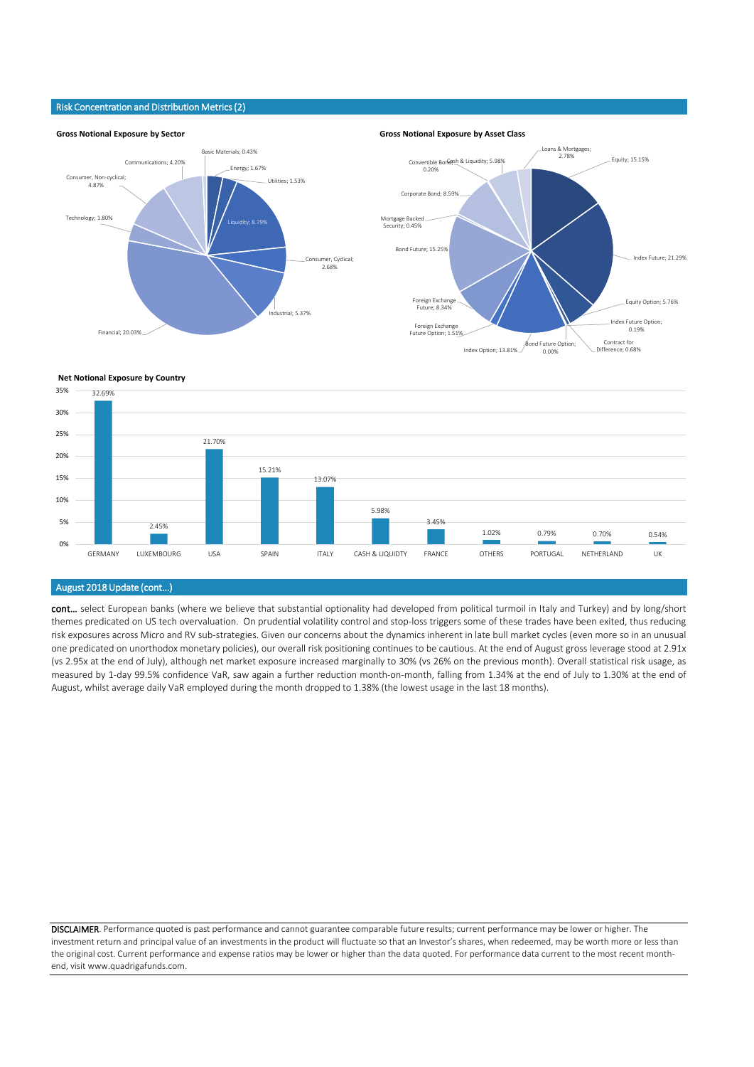## Risk Concentration and Distribution Metrics (2)

### Gross Notional Exposure by Sector

Basic Materials; 0.43%
Communications; 4.20%
Energy; 1.67%
Utilities; 1.53%
Consumer, Non-cyclical; 4.87%
Liquidity; 8.79%
Technology; 1.80%
Consumer, Cyclical; 2.68%
Industrial; 5.37%
Financial; 20.03%

### Gross Notional Exposure by Asset Class

Loans & Mortgages; 2.78%
Convertible Bond; 0.20%
Cash & Liquidity; 5.98%
Equity; 15.15%
Corporate Bond; 8.59%
Mortgage Backed Security; 0.45%
Index Future; 21.29%
Bond Future; 15.25%
Equity Option; 5.76%
Foreign Exchange Future; 8.34%
Index Future Option; 0.19%
Foreign Exchange Future Option; 1.51%
Contract for Difference; 0.68%
Bond Future Option; 0.00%
Index Option; 13.81%

### Net Notional Exposure by Country

35%
30%
25%
20%
15%
10%
5%
0%

GERMANY 32.69%
LUXEMBOURG 2.45%
USA 21.70%
SPAIN 15.21%
ITALY 13.07%
CASH & LIQUIDITY 5.98%
FRANCE 3.45%
OTHERS 1.02%
PORTUGAL 0.79%
NETHERLAND 0.70%
UK 0.54%

## August 2018 Update (cont…)

**cont…** select European banks (where we believe that substantial optionality had developed from political turmoil in Italy and Turkey) and by long/short themes predicated on US tech overvaluation. On prudential volatility control and stop-loss triggers some of these trades have been exited, thus reducing risk exposures across Micro and RV sub-strategies. Given our concerns about the dynamics inherent in late bull market cycles (even more so in an unusual one predicated on unorthodox monetary policies), our overall risk positioning continues to be cautious. At the end of August gross leverage stood at 2.91x (vs 2.95x at the end of July), although net market exposure increased marginally to 30% (vs 26% on the previous month). Overall statistical risk usage, as measured by 1-day 99.5% confidence VaR, saw again a further reduction month-on-month, falling from 1.34% at the end of July to 1.30% at the end of August, whilst average daily VaR employed during the month dropped to 1.38% (the lowest usage in the last 18 months).

**DISCLAIMER**. Performance quoted is past performance and cannot guarantee comparable future results; current performance may be lower or higher. The investment return and principal value of an investments in the product will fluctuate so that an Investor's shares, when redeemed, may be worth more or less than the original cost. Current performance and expense ratios may be lower or higher than the data quoted. For performance data current to the most recent month-end, visit www.quadrigafunds.com.